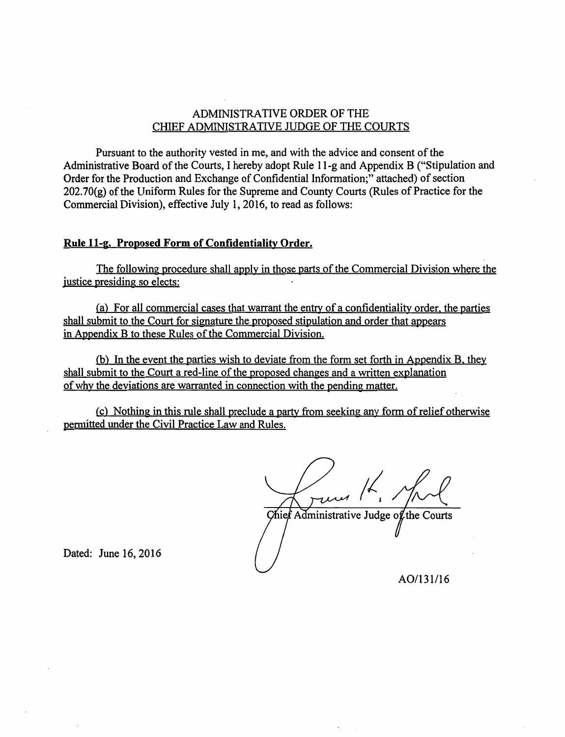# ADMINISTRATIVE ORDER OF THE
## CHIEF ADMINISTRATIVE JUDGE OF THE COURTS

Pursuant to the authority vested in me, and with the advice and consent of the Administrative Board of the Courts, I hereby adopt Rule 11-g and Appendix B ("Stipulation and Order for the Production and Exchange of Confidential Information;" attached) of section 202.70(g) of the Uniform Rules for the Supreme and County Courts (Rules of Practice for the Commercial Division), effective July 1, 2016, to read as follows:

**Rule 11-g. Proposed Form of Confidentiality Order.**

The following procedure shall apply in those parts of the Commercial Division where the justice presiding so elects:

(a) For all commercial cases that warrant the entry of a confidentiality order, the parties shall submit to the Court for signature the proposed stipulation and order that appears in Appendix B to these Rules of the Commercial Division.

(b) In the event the parties wish to deviate from the form set forth in Appendix B, they shall submit to the Court a red-line of the proposed changes and a written explanation of why the deviations are warranted in connection with the pending matter.

(c) Nothing in this rule shall preclude a party from seeking any form of relief otherwise permitted under the Civil Practice Law and Rules.

Chief Administrative Judge of the Courts

Dated: June 16, 2016

AO/131/16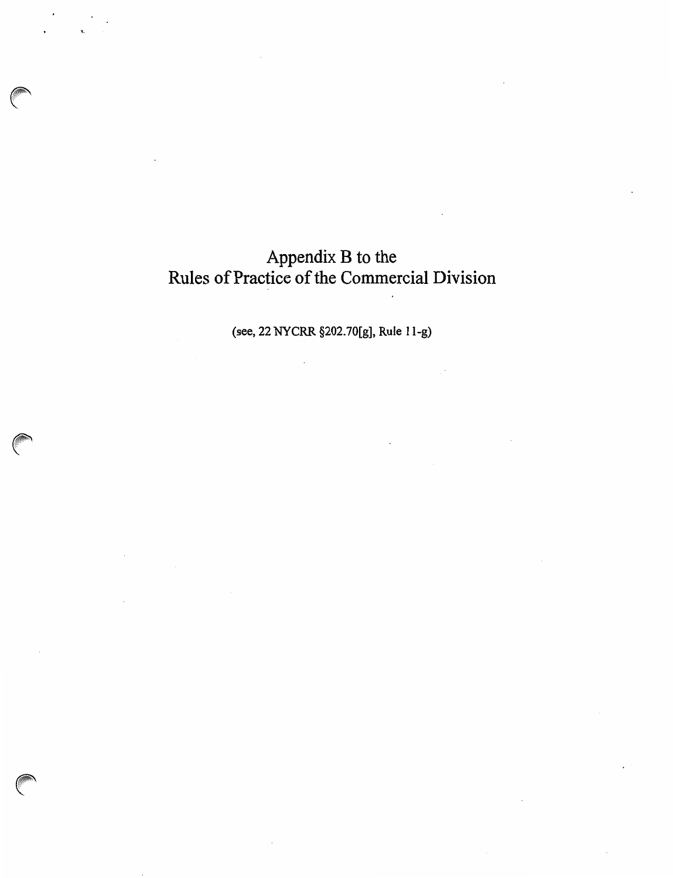# Appendix B to the Rules of Practice of the Commercial Division

(see, 22 NYCRR §202.70[g], Rule 11-g)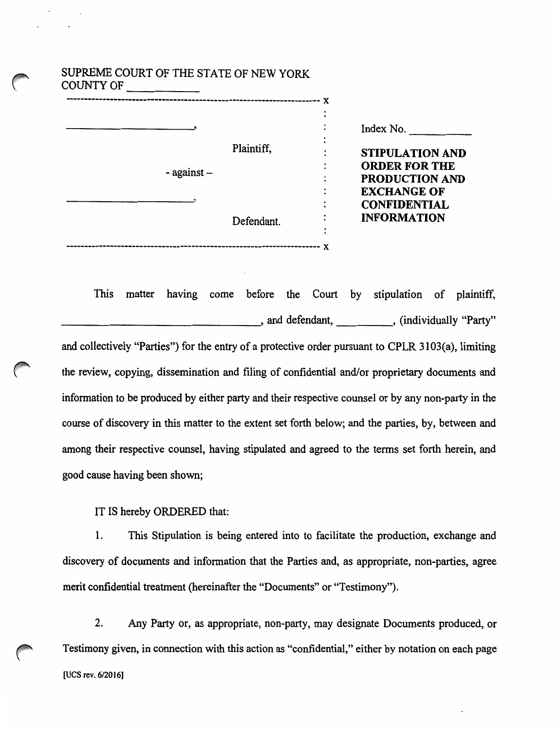SUPREME COURT OF THE STATE OF NEW YORK
COUNTY OF ___________

---

| | | |
|---|---|---|
| ______________________, | : | Index No. __________ |
| Plaintiff, | : | **STIPULATION AND ORDER FOR THE PRODUCTION AND EXCHANGE OF CONFIDENTIAL INFORMATION** |
| - against – | : | |
| ______________________, | : | |
| Defendant. | : | |

---

This matter having come before the Court by stipulation of plaintiff, ______________________________, and defendant, _________, (individually "Party" and collectively "Parties") for the entry of a protective order pursuant to CPLR 3103(a), limiting the review, copying, dissemination and filing of confidential and/or proprietary documents and information to be produced by either party and their respective counsel or by any non-party in the course of discovery in this matter to the extent set forth below; and the parties, by, between and among their respective counsel, having stipulated and agreed to the terms set forth herein, and good cause having been shown;

IT IS hereby ORDERED that:

1. This Stipulation is being entered into to facilitate the production, exchange and discovery of documents and information that the Parties and, as appropriate, non-parties, agree merit confidential treatment (hereinafter the "Documents" or "Testimony").

2. Any Party or, as appropriate, non-party, may designate Documents produced, or Testimony given, in connection with this action as "confidential," either by notation on each page

[UCS rev. 6/2016]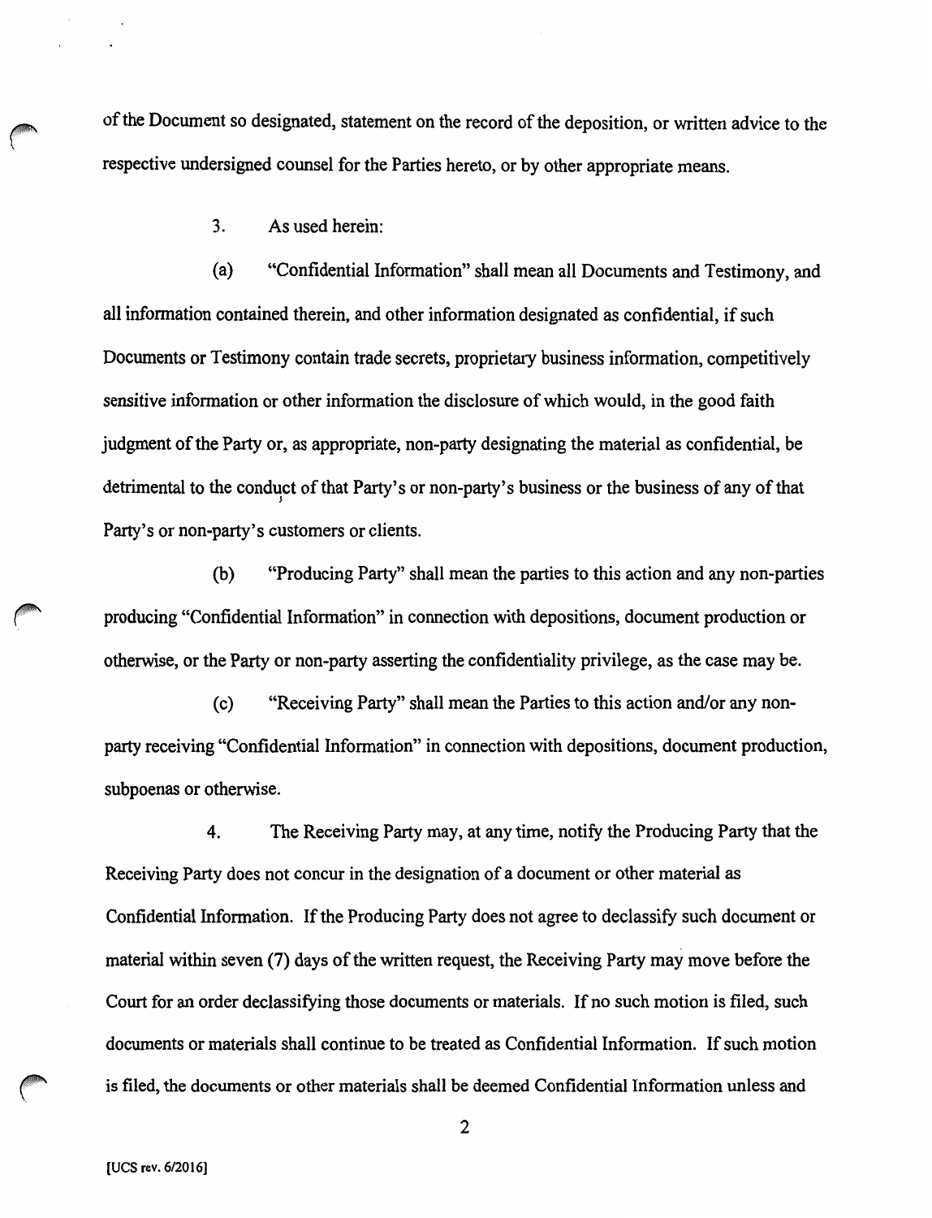of the Document so designated, statement on the record of the deposition, or written advice to the respective undersigned counsel for the Parties hereto, or by other appropriate means.

3. As used herein:

(a) "Confidential Information" shall mean all Documents and Testimony, and all information contained therein, and other information designated as confidential, if such Documents or Testimony contain trade secrets, proprietary business information, competitively sensitive information or other information the disclosure of which would, in the good faith judgment of the Party or, as appropriate, non-party designating the material as confidential, be detrimental to the conduct of that Party's or non-party's business or the business of any of that Party's or non-party's customers or clients.

(b) "Producing Party" shall mean the parties to this action and any non-parties producing "Confidential Information" in connection with depositions, document production or otherwise, or the Party or non-party asserting the confidentiality privilege, as the case may be.

(c) "Receiving Party" shall mean the Parties to this action and/or any non-party receiving "Confidential Information" in connection with depositions, document production, subpoenas or otherwise.

4. The Receiving Party may, at any time, notify the Producing Party that the Receiving Party does not concur in the designation of a document or other material as Confidential Information. If the Producing Party does not agree to declassify such document or material within seven (7) days of the written request, the Receiving Party may move before the Court for an order declassifying those documents or materials. If no such motion is filed, such documents or materials shall continue to be treated as Confidential Information. If such motion is filed, the documents or other materials shall be deemed Confidential Information unless and

[UCS rev. 6/2016]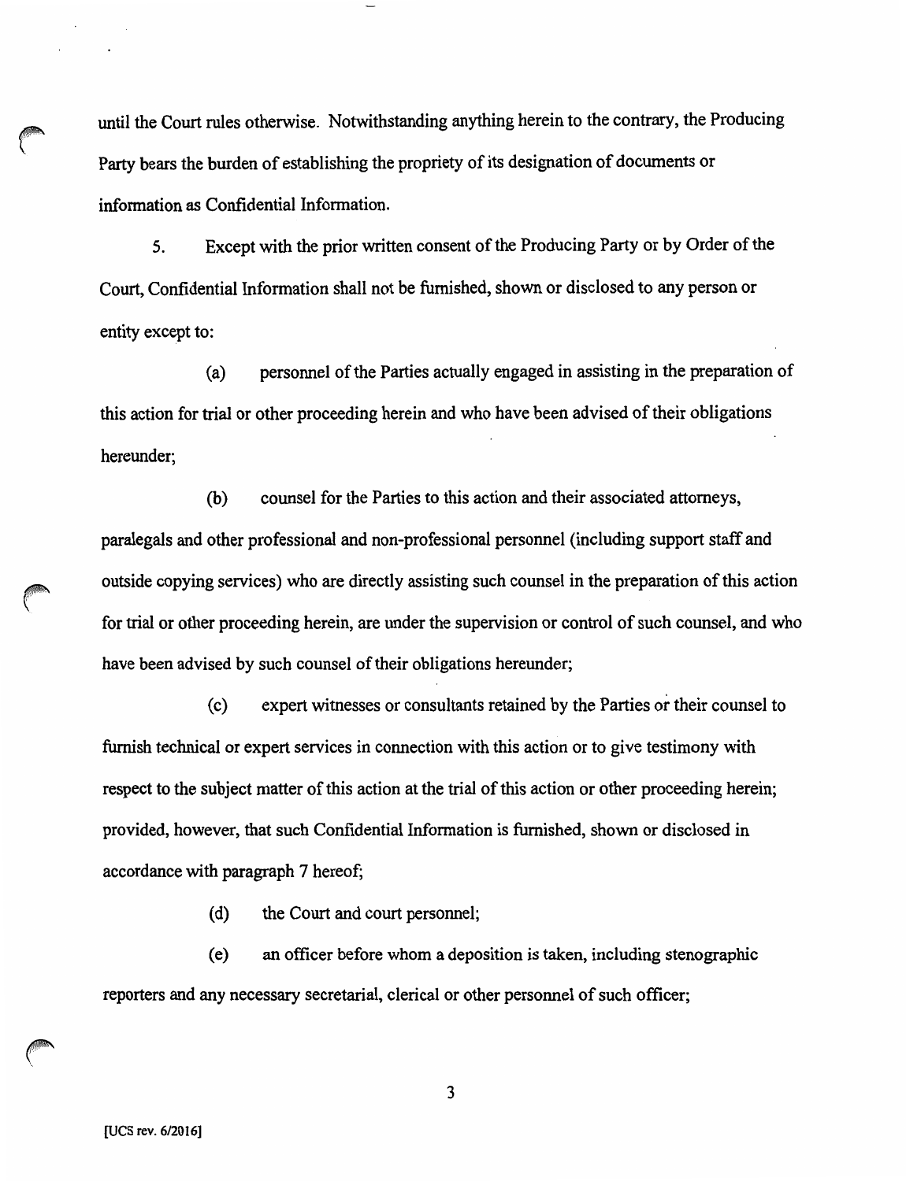until the Court rules otherwise. Notwithstanding anything herein to the contrary, the Producing Party bears the burden of establishing the propriety of its designation of documents or information as Confidential Information.

5. Except with the prior written consent of the Producing Party or by Order of the Court, Confidential Information shall not be furnished, shown or disclosed to any person or entity except to:

(a) personnel of the Parties actually engaged in assisting in the preparation of this action for trial or other proceeding herein and who have been advised of their obligations hereunder;

(b) counsel for the Parties to this action and their associated attorneys, paralegals and other professional and non-professional personnel (including support staff and outside copying services) who are directly assisting such counsel in the preparation of this action for trial or other proceeding herein, are under the supervision or control of such counsel, and who have been advised by such counsel of their obligations hereunder;

(c) expert witnesses or consultants retained by the Parties or their counsel to furnish technical or expert services in connection with this action or to give testimony with respect to the subject matter of this action at the trial of this action or other proceeding herein; provided, however, that such Confidential Information is furnished, shown or disclosed in accordance with paragraph 7 hereof;

(d) the Court and court personnel;

(e) an officer before whom a deposition is taken, including stenographic reporters and any necessary secretarial, clerical or other personnel of such officer;

[UCS rev. 6/2016]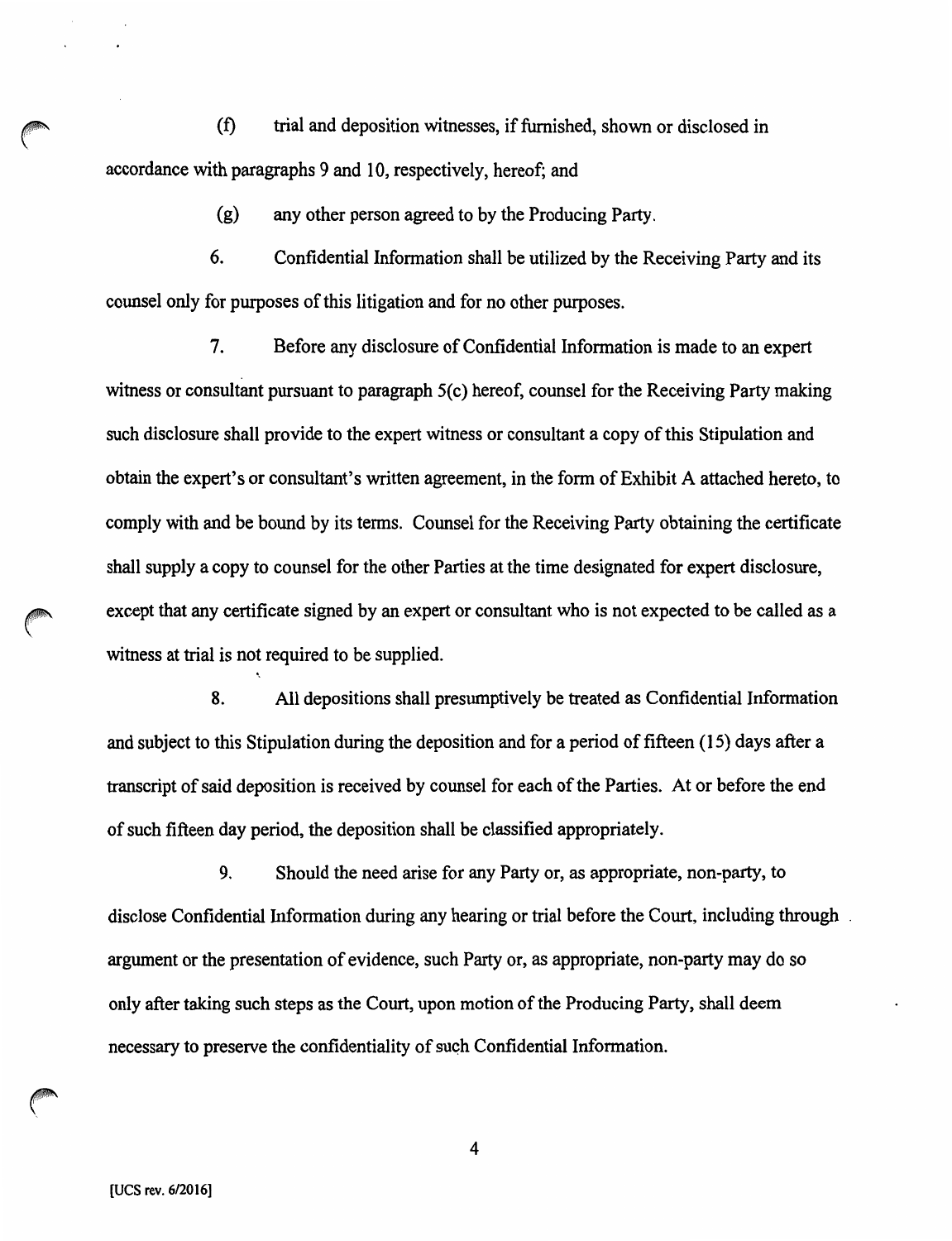(f) trial and deposition witnesses, if furnished, shown or disclosed in accordance with paragraphs 9 and 10, respectively, hereof; and

(g) any other person agreed to by the Producing Party.

6. Confidential Information shall be utilized by the Receiving Party and its counsel only for purposes of this litigation and for no other purposes.

7. Before any disclosure of Confidential Information is made to an expert witness or consultant pursuant to paragraph 5(c) hereof, counsel for the Receiving Party making such disclosure shall provide to the expert witness or consultant a copy of this Stipulation and obtain the expert's or consultant's written agreement, in the form of Exhibit A attached hereto, to comply with and be bound by its terms. Counsel for the Receiving Party obtaining the certificate shall supply a copy to counsel for the other Parties at the time designated for expert disclosure, except that any certificate signed by an expert or consultant who is not expected to be called as a witness at trial is not required to be supplied.

8. All depositions shall presumptively be treated as Confidential Information and subject to this Stipulation during the deposition and for a period of fifteen (15) days after a transcript of said deposition is received by counsel for each of the Parties. At or before the end of such fifteen day period, the deposition shall be classified appropriately.

9. Should the need arise for any Party or, as appropriate, non-party, to disclose Confidential Information during any hearing or trial before the Court, including through argument or the presentation of evidence, such Party or, as appropriate, non-party may do so only after taking such steps as the Court, upon motion of the Producing Party, shall deem necessary to preserve the confidentiality of such Confidential Information.

[UCS rev. 6/2016]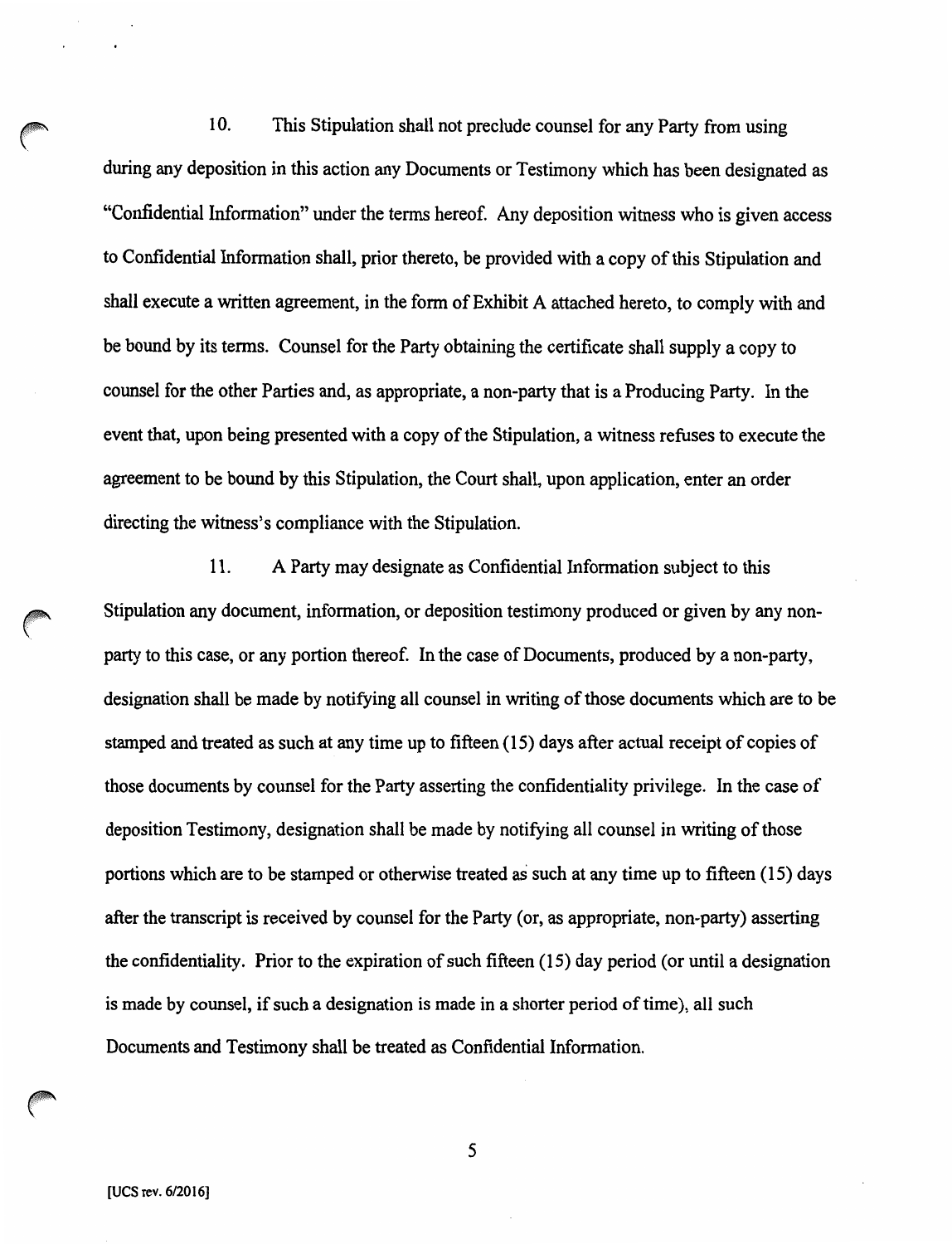10. This Stipulation shall not preclude counsel for any Party from using during any deposition in this action any Documents or Testimony which has been designated as "Confidential Information" under the terms hereof. Any deposition witness who is given access to Confidential Information shall, prior thereto, be provided with a copy of this Stipulation and shall execute a written agreement, in the form of Exhibit A attached hereto, to comply with and be bound by its terms. Counsel for the Party obtaining the certificate shall supply a copy to counsel for the other Parties and, as appropriate, a non-party that is a Producing Party. In the event that, upon being presented with a copy of the Stipulation, a witness refuses to execute the agreement to be bound by this Stipulation, the Court shall, upon application, enter an order directing the witness's compliance with the Stipulation.

11. A Party may designate as Confidential Information subject to this Stipulation any document, information, or deposition testimony produced or given by any non-party to this case, or any portion thereof. In the case of Documents, produced by a non-party, designation shall be made by notifying all counsel in writing of those documents which are to be stamped and treated as such at any time up to fifteen (15) days after actual receipt of copies of those documents by counsel for the Party asserting the confidentiality privilege. In the case of deposition Testimony, designation shall be made by notifying all counsel in writing of those portions which are to be stamped or otherwise treated as such at any time up to fifteen (15) days after the transcript is received by counsel for the Party (or, as appropriate, non-party) asserting the confidentiality. Prior to the expiration of such fifteen (15) day period (or until a designation is made by counsel, if such a designation is made in a shorter period of time), all such Documents and Testimony shall be treated as Confidential Information.

[UCS rev. 6/2016]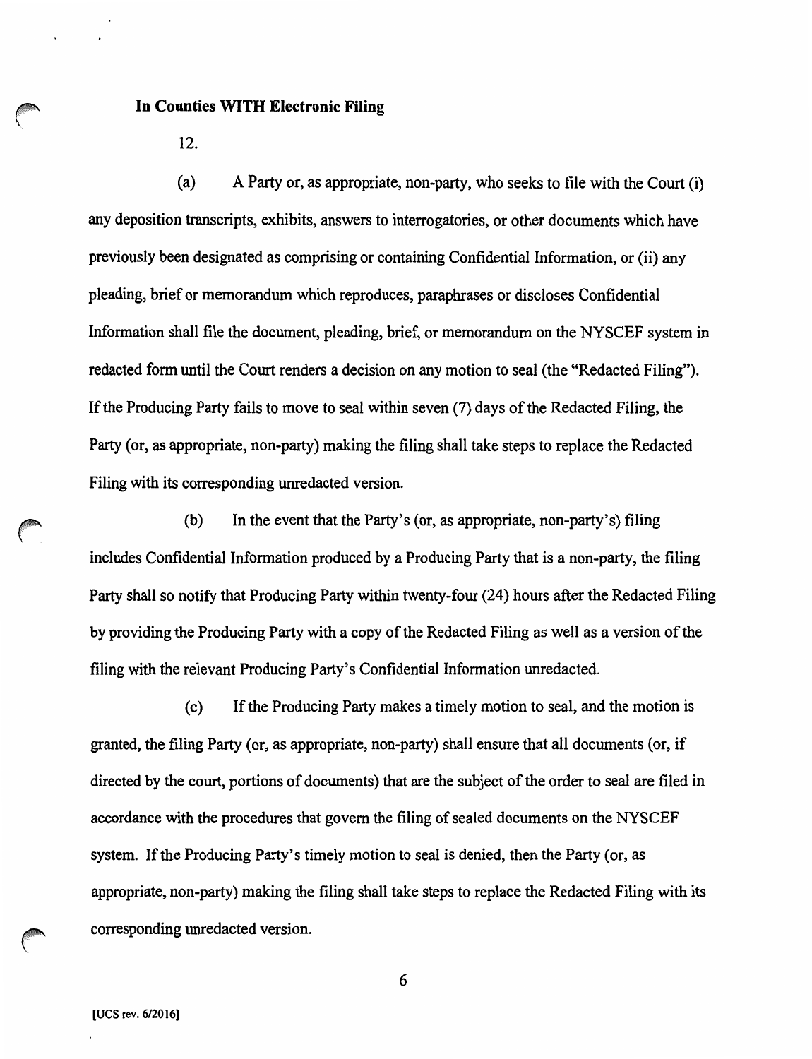**In Counties WITH Electronic Filing**

12.

(a) A Party or, as appropriate, non-party, who seeks to file with the Court (i) any deposition transcripts, exhibits, answers to interrogatories, or other documents which have previously been designated as comprising or containing Confidential Information, or (ii) any pleading, brief or memorandum which reproduces, paraphrases or discloses Confidential Information shall file the document, pleading, brief, or memorandum on the NYSCEF system in redacted form until the Court renders a decision on any motion to seal (the "Redacted Filing"). If the Producing Party fails to move to seal within seven (7) days of the Redacted Filing, the Party (or, as appropriate, non-party) making the filing shall take steps to replace the Redacted Filing with its corresponding unredacted version.

(b) In the event that the Party's (or, as appropriate, non-party's) filing includes Confidential Information produced by a Producing Party that is a non-party, the filing Party shall so notify that Producing Party within twenty-four (24) hours after the Redacted Filing by providing the Producing Party with a copy of the Redacted Filing as well as a version of the filing with the relevant Producing Party's Confidential Information unredacted.

(c) If the Producing Party makes a timely motion to seal, and the motion is granted, the filing Party (or, as appropriate, non-party) shall ensure that all documents (or, if directed by the court, portions of documents) that are the subject of the order to seal are filed in accordance with the procedures that govern the filing of sealed documents on the NYSCEF system. If the Producing Party's timely motion to seal is denied, then the Party (or, as appropriate, non-party) making the filing shall take steps to replace the Redacted Filing with its corresponding unredacted version.

[UCS rev. 6/2016]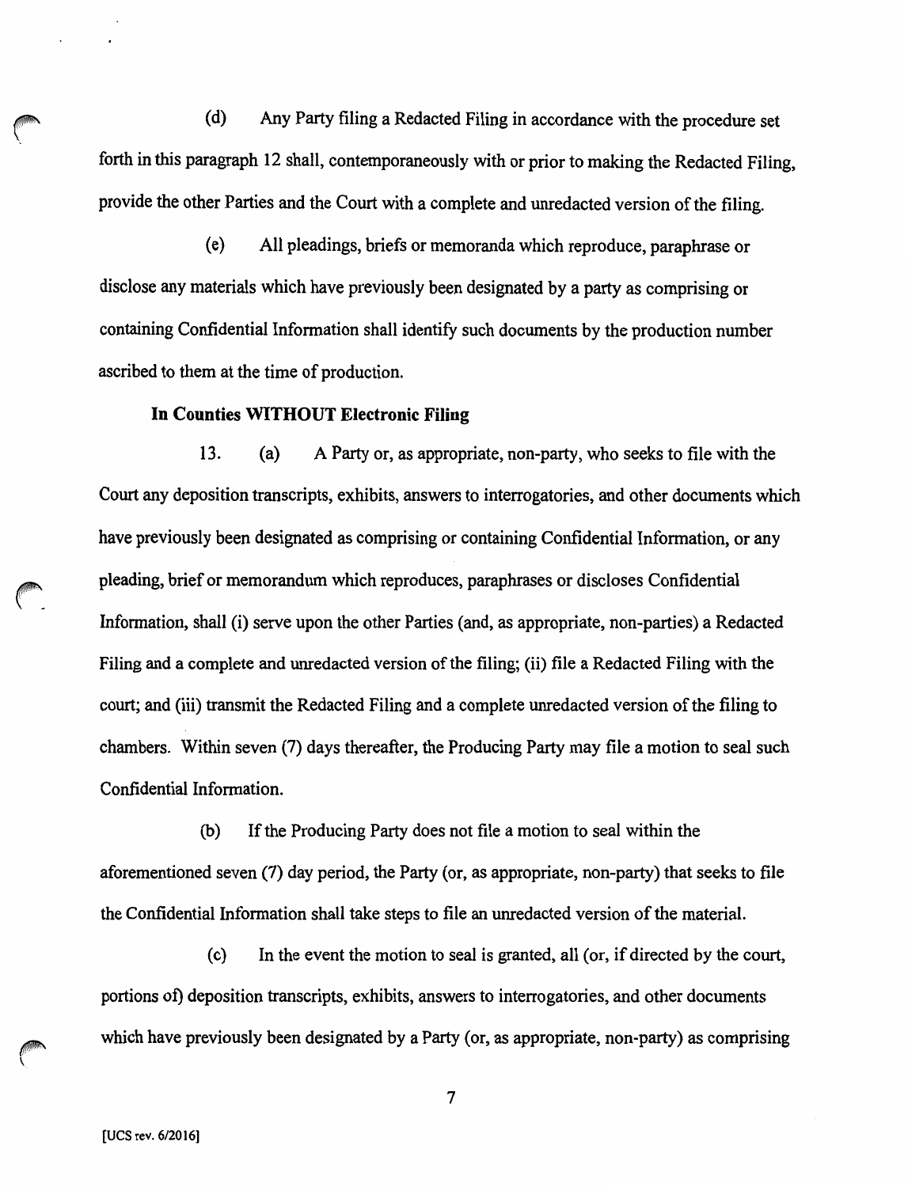(d) Any Party filing a Redacted Filing in accordance with the procedure set forth in this paragraph 12 shall, contemporaneously with or prior to making the Redacted Filing, provide the other Parties and the Court with a complete and unredacted version of the filing.

(e) All pleadings, briefs or memoranda which reproduce, paraphrase or disclose any materials which have previously been designated by a party as comprising or containing Confidential Information shall identify such documents by the production number ascribed to them at the time of production.

**In Counties WITHOUT Electronic Filing**

13. (a) A Party or, as appropriate, non-party, who seeks to file with the Court any deposition transcripts, exhibits, answers to interrogatories, and other documents which have previously been designated as comprising or containing Confidential Information, or any pleading, brief or memorandum which reproduces, paraphrases or discloses Confidential Information, shall (i) serve upon the other Parties (and, as appropriate, non-parties) a Redacted Filing and a complete and unredacted version of the filing; (ii) file a Redacted Filing with the court; and (iii) transmit the Redacted Filing and a complete unredacted version of the filing to chambers. Within seven (7) days thereafter, the Producing Party may file a motion to seal such Confidential Information.

(b) If the Producing Party does not file a motion to seal within the aforementioned seven (7) day period, the Party (or, as appropriate, non-party) that seeks to file the Confidential Information shall take steps to file an unredacted version of the material.

(c) In the event the motion to seal is granted, all (or, if directed by the court, portions of) deposition transcripts, exhibits, answers to interrogatories, and other documents which have previously been designated by a Party (or, as appropriate, non-party) as comprising

[UCS rev. 6/2016]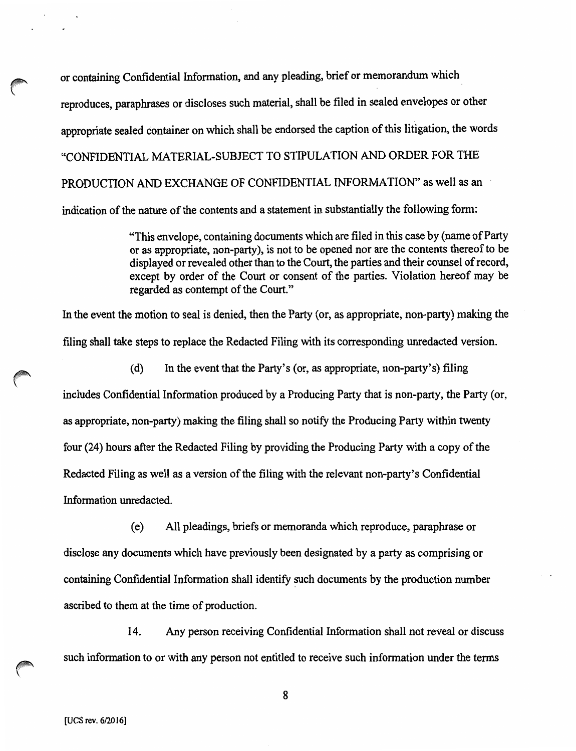or containing Confidential Information, and any pleading, brief or memorandum which reproduces, paraphrases or discloses such material, shall be filed in sealed envelopes or other appropriate sealed container on which shall be endorsed the caption of this litigation, the words "CONFIDENTIAL MATERIAL-SUBJECT TO STIPULATION AND ORDER FOR THE PRODUCTION AND EXCHANGE OF CONFIDENTIAL INFORMATION" as well as an indication of the nature of the contents and a statement in substantially the following form:

> "This envelope, containing documents which are filed in this case by (name of Party or as appropriate, non-party), is not to be opened nor are the contents thereof to be displayed or revealed other than to the Court, the parties and their counsel of record, except by order of the Court or consent of the parties. Violation hereof may be regarded as contempt of the Court."

In the event the motion to seal is denied, then the Party (or, as appropriate, non-party) making the filing shall take steps to replace the Redacted Filing with its corresponding unredacted version.

(d) In the event that the Party's (or, as appropriate, non-party's) filing includes Confidential Information produced by a Producing Party that is non-party, the Party (or, as appropriate, non-party) making the filing shall so notify the Producing Party within twenty four (24) hours after the Redacted Filing by providing the Producing Party with a copy of the Redacted Filing as well as a version of the filing with the relevant non-party's Confidential Information unredacted.

(e) All pleadings, briefs or memoranda which reproduce, paraphrase or disclose any documents which have previously been designated by a party as comprising or containing Confidential Information shall identify such documents by the production number ascribed to them at the time of production.

14. Any person receiving Confidential Information shall not reveal or discuss such information to or with any person not entitled to receive such information under the terms

[UCS rev. 6/2016]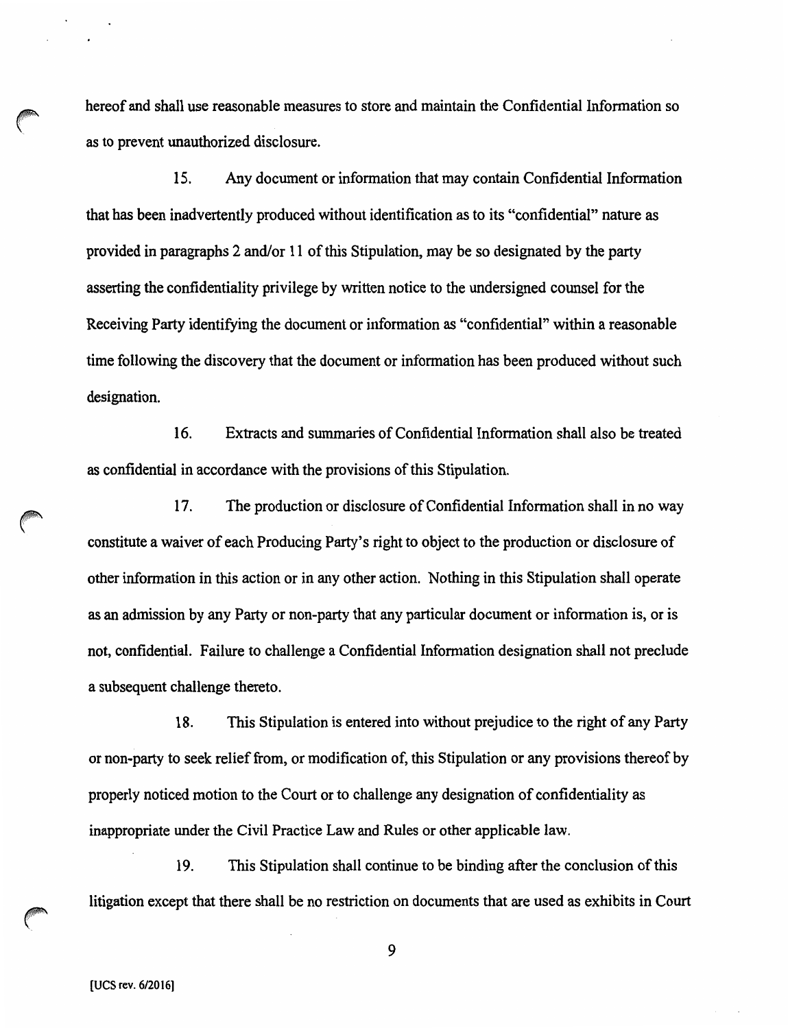hereof and shall use reasonable measures to store and maintain the Confidential Information so as to prevent unauthorized disclosure.

15. Any document or information that may contain Confidential Information that has been inadvertently produced without identification as to its "confidential" nature as provided in paragraphs 2 and/or 11 of this Stipulation, may be so designated by the party asserting the confidentiality privilege by written notice to the undersigned counsel for the Receiving Party identifying the document or information as "confidential" within a reasonable time following the discovery that the document or information has been produced without such designation.

16. Extracts and summaries of Confidential Information shall also be treated as confidential in accordance with the provisions of this Stipulation.

17. The production or disclosure of Confidential Information shall in no way constitute a waiver of each Producing Party's right to object to the production or disclosure of other information in this action or in any other action. Nothing in this Stipulation shall operate as an admission by any Party or non-party that any particular document or information is, or is not, confidential. Failure to challenge a Confidential Information designation shall not preclude a subsequent challenge thereto.

18. This Stipulation is entered into without prejudice to the right of any Party or non-party to seek relief from, or modification of, this Stipulation or any provisions thereof by properly noticed motion to the Court or to challenge any designation of confidentiality as inappropriate under the Civil Practice Law and Rules or other applicable law.

19. This Stipulation shall continue to be binding after the conclusion of this litigation except that there shall be no restriction on documents that are used as exhibits in Court

[UCS rev. 6/2016]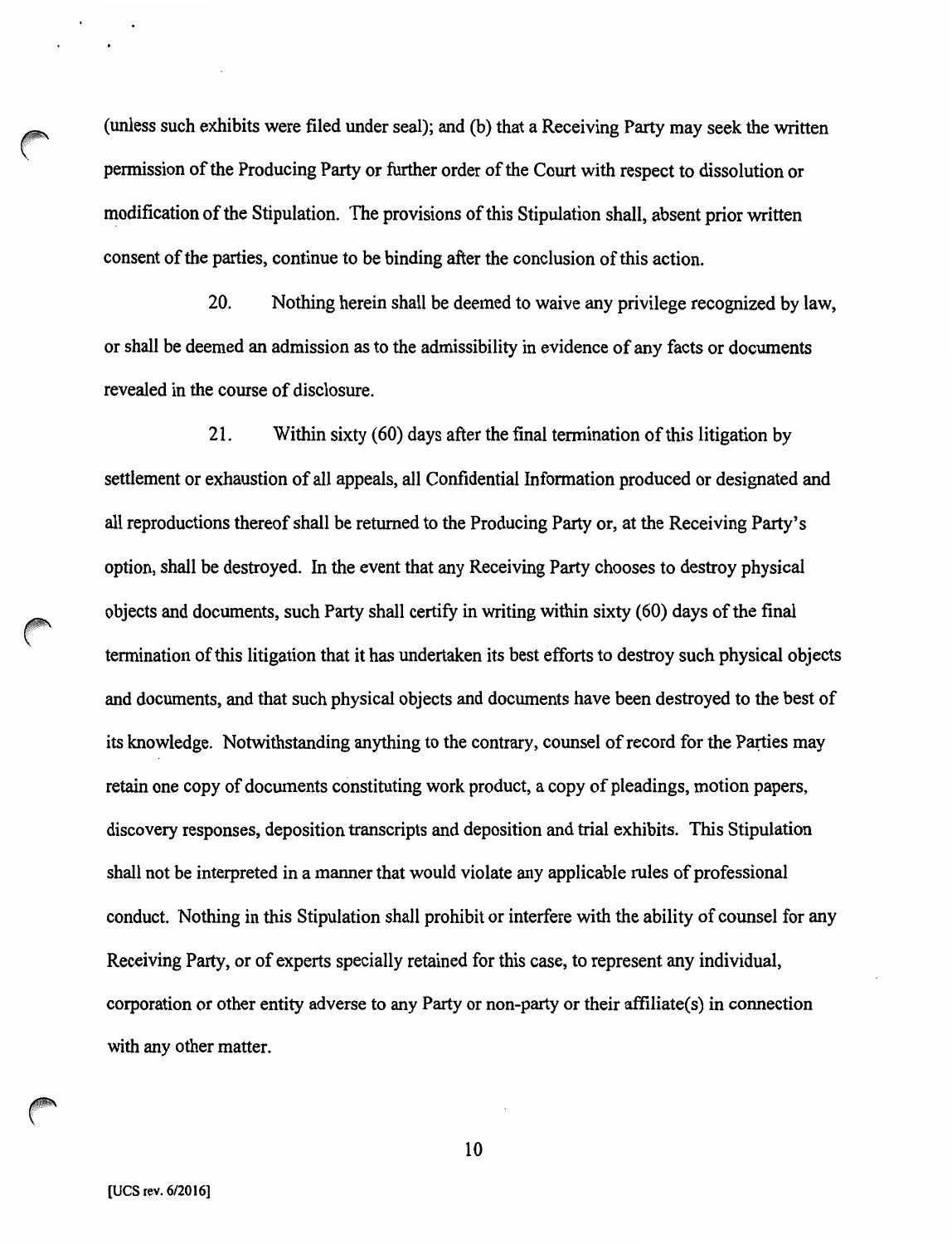(unless such exhibits were filed under seal); and (b) that a Receiving Party may seek the written permission of the Producing Party or further order of the Court with respect to dissolution or modification of the Stipulation. The provisions of this Stipulation shall, absent prior written consent of the parties, continue to be binding after the conclusion of this action.

20. Nothing herein shall be deemed to waive any privilege recognized by law, or shall be deemed an admission as to the admissibility in evidence of any facts or documents revealed in the course of disclosure.

21. Within sixty (60) days after the final termination of this litigation by settlement or exhaustion of all appeals, all Confidential Information produced or designated and all reproductions thereof shall be returned to the Producing Party or, at the Receiving Party's option, shall be destroyed. In the event that any Receiving Party chooses to destroy physical objects and documents, such Party shall certify in writing within sixty (60) days of the final termination of this litigation that it has undertaken its best efforts to destroy such physical objects and documents, and that such physical objects and documents have been destroyed to the best of its knowledge. Notwithstanding anything to the contrary, counsel of record for the Parties may retain one copy of documents constituting work product, a copy of pleadings, motion papers, discovery responses, deposition transcripts and deposition and trial exhibits. This Stipulation shall not be interpreted in a manner that would violate any applicable rules of professional conduct. Nothing in this Stipulation shall prohibit or interfere with the ability of counsel for any Receiving Party, or of experts specially retained for this case, to represent any individual, corporation or other entity adverse to any Party or non-party or their affiliate(s) in connection with any other matter.

[UCS rev. 6/2016]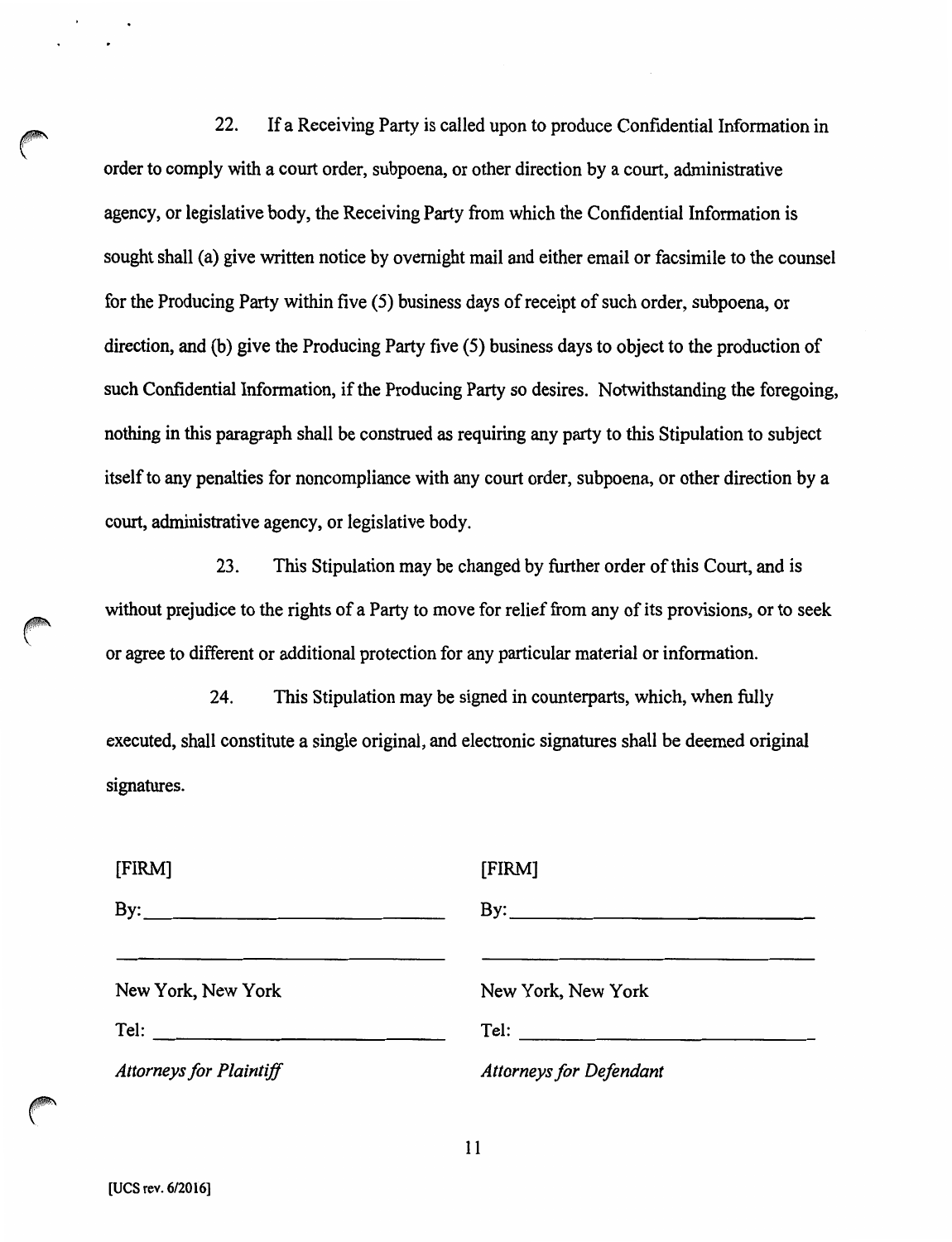22. If a Receiving Party is called upon to produce Confidential Information in order to comply with a court order, subpoena, or other direction by a court, administrative agency, or legislative body, the Receiving Party from which the Confidential Information is sought shall (a) give written notice by overnight mail and either email or facsimile to the counsel for the Producing Party within five (5) business days of receipt of such order, subpoena, or direction, and (b) give the Producing Party five (5) business days to object to the production of such Confidential Information, if the Producing Party so desires. Notwithstanding the foregoing, nothing in this paragraph shall be construed as requiring any party to this Stipulation to subject itself to any penalties for noncompliance with any court order, subpoena, or other direction by a court, administrative agency, or legislative body.

23. This Stipulation may be changed by further order of this Court, and is without prejudice to the rights of a Party to move for relief from any of its provisions, or to seek or agree to different or additional protection for any particular material or information.

24. This Stipulation may be signed in counterparts, which, when fully executed, shall constitute a single original, and electronic signatures shall be deemed original signatures.

| | |
|---|---|
| [FIRM] | [FIRM] |
| By: ____________________________ | By: ____________________________ |
| ____________________________ | ____________________________ |
| New York, New York | New York, New York |
| Tel: ____________________________ | Tel: ____________________________ |
| *Attorneys for Plaintiff* | *Attorneys for Defendant* |

[UCS rev. 6/2016]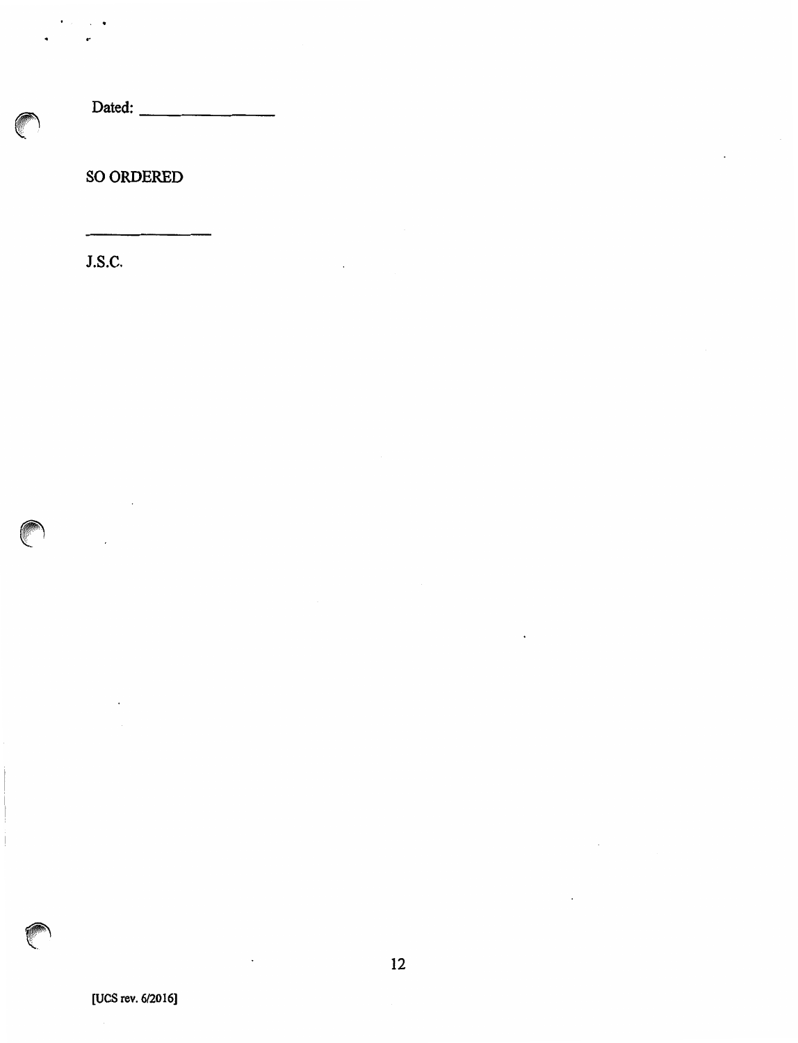Dated: _______________

SO ORDERED

_______________

J.S.C.

[UCS rev. 6/2016]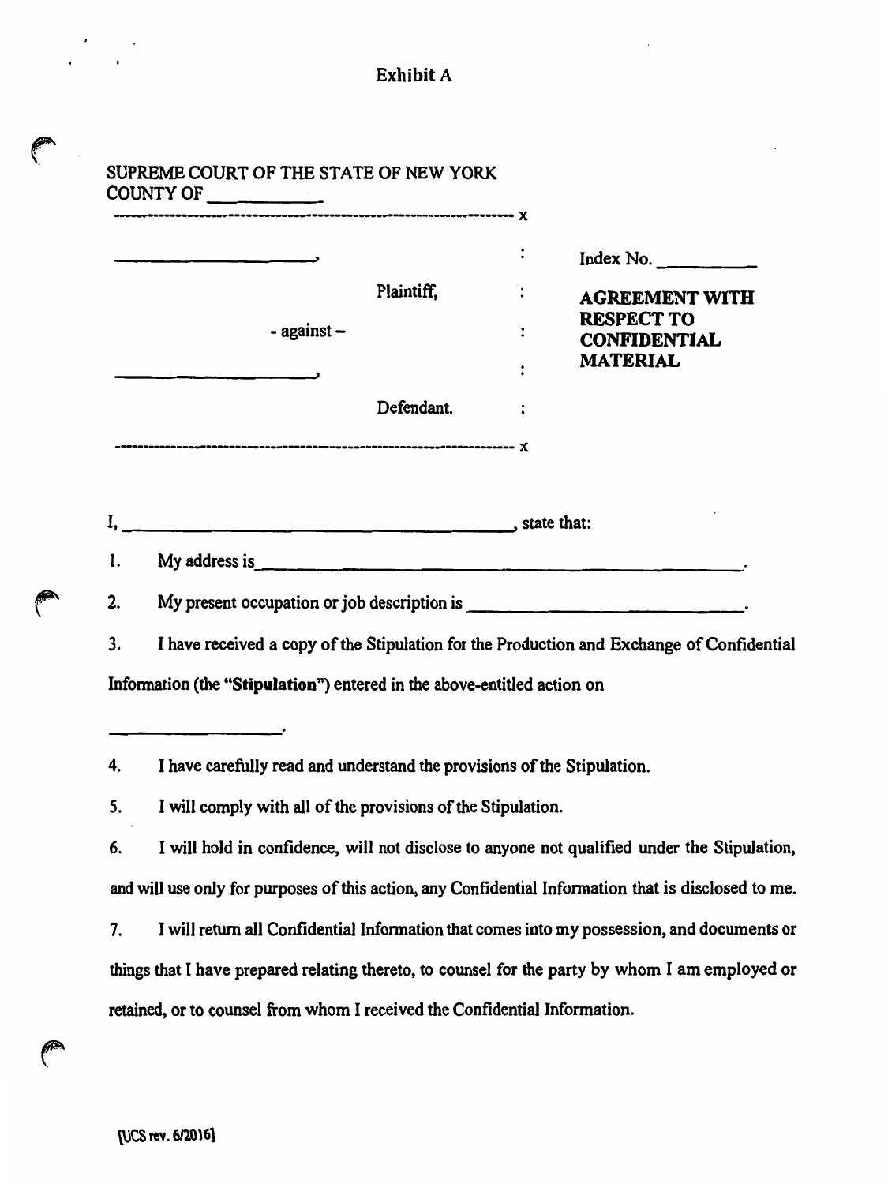Exhibit A

SUPREME COURT OF THE STATE OF NEW YORK
COUNTY OF ___________

---------------------------------------------------------------------- x

| | | |
|---|---|---|
| ______________________, | : | Index No. __________ |
| Plaintiff, | : | **AGREEMENT WITH RESPECT TO CONFIDENTIAL MATERIAL** |
| - against – | : | |
| ______________________, | : | |
| Defendant. | : | |

---------------------------------------------------------------------- x

I, ____________________________________________, state that:

1. My address is ________________________________________________________.

2. My present occupation or job description is ______________________________.

3. I have received a copy of the Stipulation for the Production and Exchange of Confidential Information (the "**Stipulation**") entered in the above-entitled action on

____________________.

4. I have carefully read and understand the provisions of the Stipulation.

5. I will comply with all of the provisions of the Stipulation.

6. I will hold in confidence, will not disclose to anyone not qualified under the Stipulation, and will use only for purposes of this action, any Confidential Information that is disclosed to me.

7. I will return all Confidential Information that comes into my possession, and documents or things that I have prepared relating thereto, to counsel for the party by whom I am employed or retained, or to counsel from whom I received the Confidential Information.

[UCS rev. 6/2016]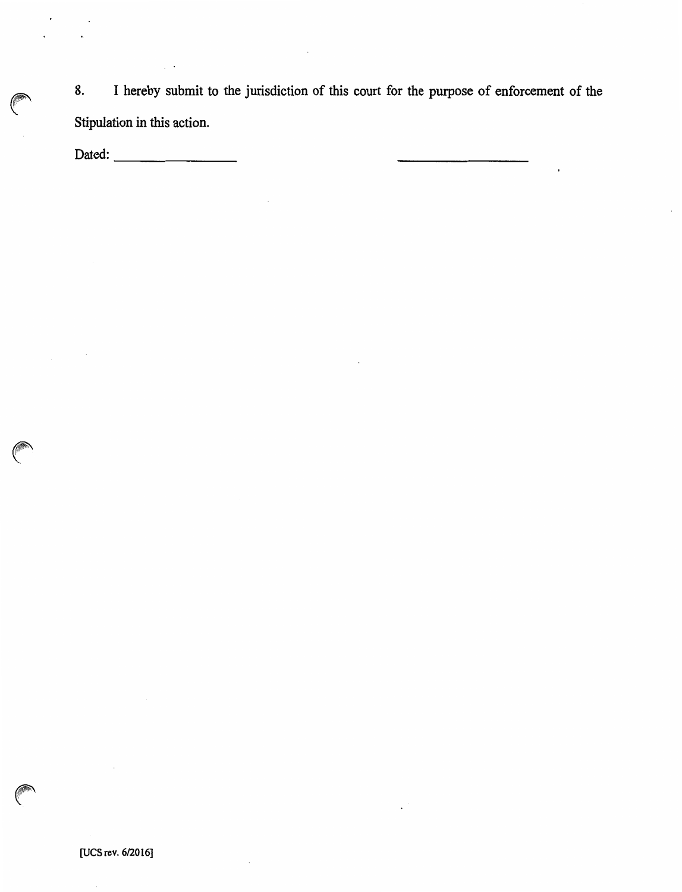8. I hereby submit to the jurisdiction of this court for the purpose of enforcement of the Stipulation in this action.

Dated: ____________________ ____________________

[UCS rev. 6/2016]